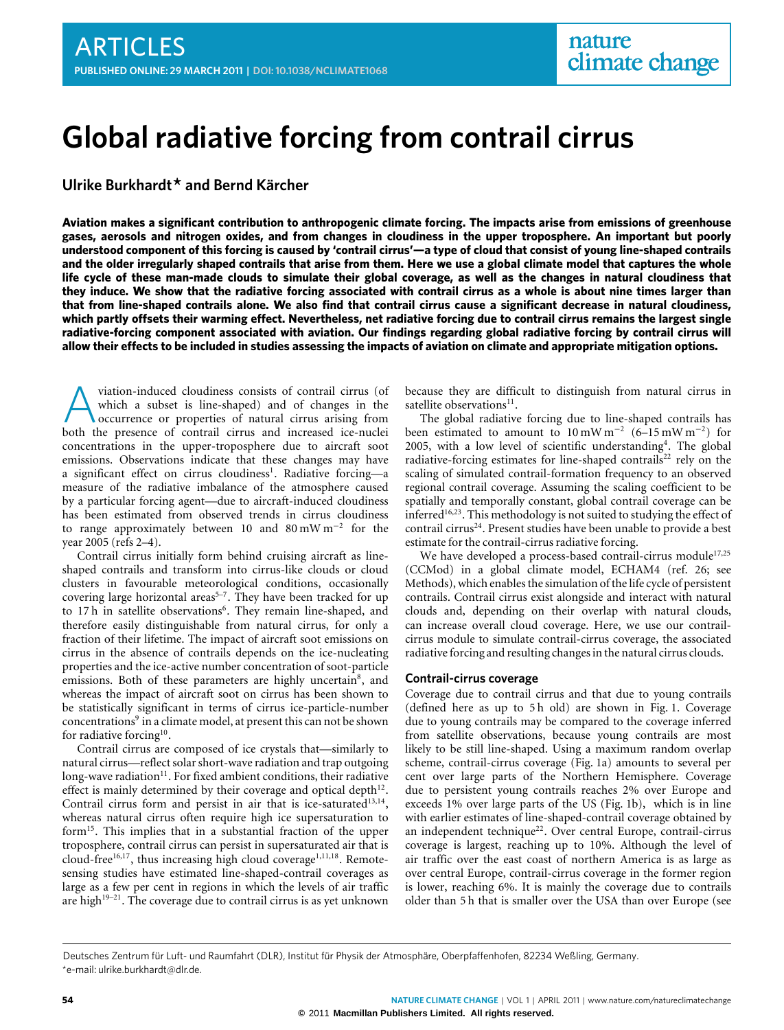# Global radiative forcing from contrail cirrus

**Ulrike Burkhardt* and Bernd Kärcher**

**Aviation makes a significant contribution to anthropogenic climate forcing. The impacts arise from emissions of greenhouse gases, aerosols and nitrogen oxides, and from changes in cloudiness in the upper troposphere. An important but poorly understood component of this forcing is caused by 'contrail cirrus'—a type of cloud that consist of young line-shaped contrails and the older irregularly shaped contrails that arise from them. Here we use a global climate model that captures the whole life cycle of these man-made clouds to simulate their global coverage, as well as the changes in natural cloudiness that they induce. We show that the radiative forcing associated with contrail cirrus as a whole is about nine times larger than that from line-shaped contrails alone. We also find that contrail cirrus cause a significant decrease in natural cloudiness, which partly offsets their warming effect. Nevertheless, net radiative forcing due to contrail cirrus remains the largest single radiative-forcing component associated with aviation. Our findings regarding global radiative forcing by contrail cirrus will allow their effects to be included in studies assessing the impacts of aviation on climate and appropriate mitigation options.**

Aviation-induced cloudiness consists of contrail cirrus (of which a subset is line-shaped) and of changes in the occurrence or properties of natural cirrus arising from both the presence of contrail cirrus and increased ice-nuclei concentrations in the upper-troposphere due to aircraft soot emissions. Observations indicate that these changes may have a significant effect on cirrus cloudiness[1]. Radiative forcing—a measure of the radiative imbalance of the atmosphere caused by a particular forcing agent—due to aircraft-induced cloudiness has been estimated from observed trends in cirrus cloudiness to range approximately between 10 and 80 mW m$^{-2}$ for the year 2005 (refs 2–4).

Contrail cirrus initially form behind cruising aircraft as line-shaped contrails and transform into cirrus-like clouds or cloud clusters in favourable meteorological conditions, occasionally covering large horizontal areas[5–7]. They have been tracked for up to 17 h in satellite observations[6]. They remain line-shaped, and therefore easily distinguishable from natural cirrus, for only a fraction of their lifetime. The impact of aircraft soot emissions on cirrus in the absence of contrails depends on the ice-nucleating properties and the ice-active number concentration of soot-particle emissions. Both of these parameters are highly uncertain[8], and whereas the impact of aircraft soot on cirrus has been shown to be statistically significant in terms of cirrus ice-particle-number concentrations[9] in a climate model, at present this can not be shown for radiative forcing[10].

Contrail cirrus are composed of ice crystals that—similarly to natural cirrus—reflect solar short-wave radiation and trap outgoing long-wave radiation[11]. For fixed ambient conditions, their radiative effect is mainly determined by their coverage and optical depth[12]. Contrail cirrus form and persist in air that is ice-saturated[13,14], whereas natural cirrus often require high ice supersaturation to form[15]. This implies that in a substantial fraction of the upper troposphere, contrail cirrus can persist in supersaturated air that is cloud-free[16,17], thus increasing high cloud coverage[1,11,18]. Remote-sensing studies have estimated line-shaped-contrail coverages as large as a few per cent in regions in which the levels of air traffic are high[19–21]. The coverage due to contrail cirrus is as yet unknown because they are difficult to distinguish from natural cirrus in satellite observations[11].

The global radiative forcing due to line-shaped contrails has been estimated to amount to 10 mW m$^{-2}$ (6–15 mW m$^{-2}$) for 2005, with a low level of scientific understanding[4]. The global radiative-forcing estimates for line-shaped contrails[22] rely on the scaling of simulated contrail-formation frequency to an observed regional contrail coverage. Assuming the scaling coefficient to be spatially and temporally constant, global contrail coverage can be inferred[16,23]. This methodology is not suited to studying the effect of contrail cirrus[24]. Present studies have been unable to provide a best estimate for the contrail-cirrus radiative forcing.

We have developed a process-based contrail-cirrus module[17,25] (CCMod) in a global climate model, ECHAM4 (ref. 26; see Methods), which enables the simulation of the life cycle of persistent contrails. Contrail cirrus exist alongside and interact with natural clouds and, depending on their overlap with natural clouds, can increase overall cloud coverage. Here, we use our contrail-cirrus module to simulate contrail-cirrus coverage, the associated radiative forcing and resulting changes in the natural cirrus clouds.

## Contrail-cirrus coverage

Coverage due to contrail cirrus and that due to young contrails (defined here as up to 5 h old) are shown in Fig. 1. Coverage due to young contrails may be compared to the coverage inferred from satellite observations, because young contrails are most likely to be still line-shaped. Using a maximum random overlap scheme, contrail-cirrus coverage (Fig. 1a) amounts to several per cent over large parts of the Northern Hemisphere. Coverage due to persistent young contrails reaches 2% over Europe and exceeds 1% over large parts of the US (Fig. 1b), which is in line with earlier estimates of line-shaped-contrail coverage obtained by an independent technique[22]. Over central Europe, contrail-cirrus coverage is largest, reaching up to 10%. Although the level of air traffic over the east coast of northern America is as large as over central Europe, contrail-cirrus coverage in the former region is lower, reaching 6%. It is mainly the coverage due to contrails older than 5 h that is smaller over the USA than over Europe (see

Deutsches Zentrum für Luft- und Raumfahrt (DLR), Institut für Physik der Atmosphäre, Oberpfaffenhofen, 82234 Weßling, Germany.
*e-mail: ulrike.burkhardt@dlr.de.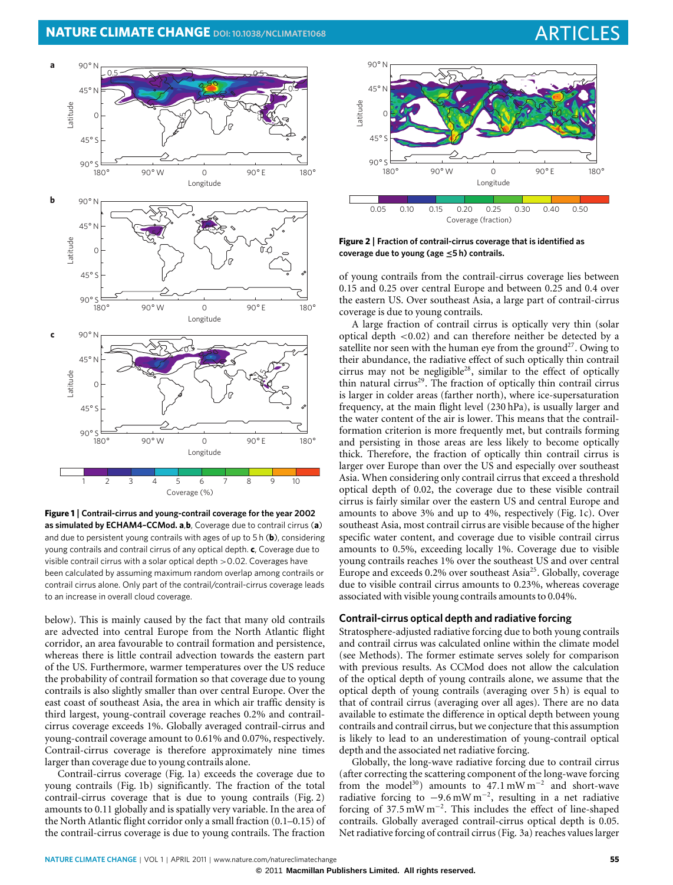**Figure 1 | Contrail-cirrus and young-contrail coverage for the year 2002 as simulated by ECHAM4-CCMod. a**,**b**, Coverage due to contrail cirrus (**a**) and due to persistent young contrails with ages of up to 5 h (**b**), considering young contrails and contrail cirrus of any optical depth. **c**, Coverage due to visible contrail cirrus with a solar optical depth >0.02. Coverages have been calculated by assuming maximum random overlap among contrails or contrail cirrus alone. Only part of the contrail/contrail-cirrus coverage leads to an increase in overall cloud coverage.

below). This is mainly caused by the fact that many old contrails are advected into central Europe from the North Atlantic flight corridor, an area favourable to contrail formation and persistence, whereas there is little contrail advection towards the eastern part of the US. Furthermore, warmer temperatures over the US reduce the probability of contrail formation so that coverage due to young contrails is also slightly smaller than over central Europe. Over the east coast of southeast Asia, the area in which air traffic density is third largest, young-contrail coverage reaches 0.2% and contrail-cirrus coverage exceeds 1%. Globally averaged contrail-cirrus and young-contrail coverage amount to 0.61% and 0.07%, respectively. Contrail-cirrus coverage is therefore approximately nine times larger than coverage due to young contrails alone.

Contrail-cirrus coverage (Fig. 1a) exceeds the coverage due to young contrails (Fig. 1b) significantly. The fraction of the total contrail-cirrus coverage that is due to young contrails (Fig. 2) amounts to 0.11 globally and is spatially very variable. In the area of the North Atlantic flight corridor only a small fraction (0.1–0.15) of the contrail-cirrus coverage is due to young contrails. The fraction

**Figure 2 | Fraction of contrail-cirrus coverage that is identified as coverage due to young (age ≤5 h) contrails.**

of young contrails from the contrail-cirrus coverage lies between 0.15 and 0.25 over central Europe and between 0.25 and 0.4 over the eastern US. Over southeast Asia, a large part of contrail-cirrus coverage is due to young contrails.

A large fraction of contrail cirrus is optically very thin (solar optical depth <0.02) and can therefore neither be detected by a satellite nor seen with the human eye from the ground[27]. Owing to their abundance, the radiative effect of such optically thin contrail cirrus may not be negligible[28], similar to the effect of optically thin natural cirrus[29]. The fraction of optically thin contrail cirrus is larger in colder areas (farther north), where ice-supersaturation frequency, at the main flight level (230 hPa), is usually larger and the water content of the air is lower. This means that the contrail-formation criterion is more frequently met, but contrails forming and persisting in those areas are less likely to become optically thick. Therefore, the fraction of optically thin contrail cirrus is larger over Europe than over the US and especially over southeast Asia. When considering only contrail cirrus that exceed a threshold optical depth of 0.02, the coverage due to these visible contrail cirrus is fairly similar over the eastern US and central Europe and amounts to above 3% and up to 4%, respectively (Fig. 1c). Over southeast Asia, most contrail cirrus are visible because of the higher specific water content, and coverage due to visible contrail cirrus amounts to 0.5%, exceeding locally 1%. Coverage due to visible young contrails reaches 1% over the southeast US and over central Europe and exceeds 0.2% over southeast Asia[25]. Globally, coverage due to visible contrail cirrus amounts to 0.23%, whereas coverage associated with visible young contrails amounts to 0.04%.

## Contrail-cirrus optical depth and radiative forcing

Stratosphere-adjusted radiative forcing due to both young contrails and contrail cirrus was calculated online within the climate model (see Methods). The former estimate serves solely for comparison with previous results. As CCMod does not allow the calculation of the optical depth of young contrails alone, we assume that the optical depth of young contrails (averaging over 5 h) is equal to that of contrail cirrus (averaging over all ages). There are no data available to estimate the difference in optical depth between young contrails and contrail cirrus, but we conjecture that this assumption is likely to lead to an underestimation of young-contrail optical depth and the associated net radiative forcing.

Globally, the long-wave radiative forcing due to contrail cirrus (after correcting the scattering component of the long-wave forcing from the model[30]) amounts to 47.1 mW m$^{-2}$ and short-wave radiative forcing to $-9.6$ mW m$^{-2}$, resulting in a net radiative forcing of 37.5 mW m$^{-2}$. This includes the effect of line-shaped contrails. Globally averaged contrail-cirrus optical depth is 0.05. Net radiative forcing of contrail cirrus (Fig. 3a) reaches values larger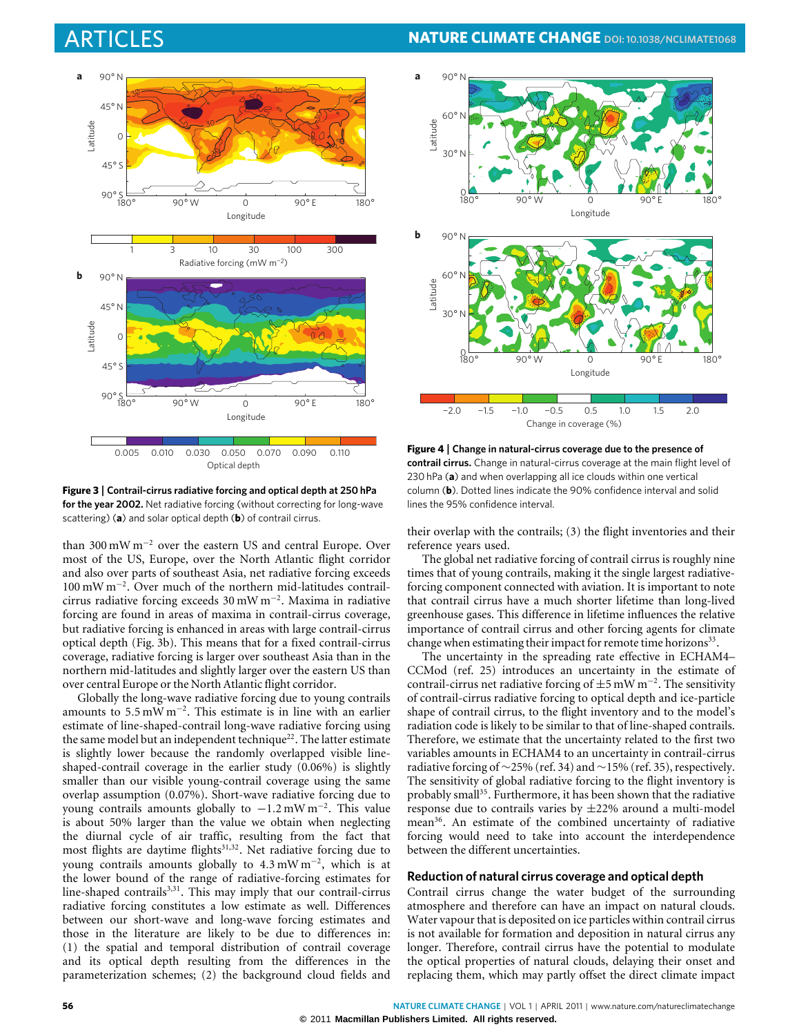**Figure 3 | Contrail-cirrus radiative forcing and optical depth at 250 hPa for the year 2002.** Net radiative forcing (without correcting for long-wave scattering) (**a**) and solar optical depth (**b**) of contrail cirrus.

**Figure 4 | Change in natural-cirrus coverage due to the presence of contrail cirrus.** Change in natural-cirrus coverage at the main flight level of 230 hPa (**a**) and when overlapping all ice clouds within one vertical column (**b**). Dotted lines indicate the 90% confidence interval and solid lines the 95% confidence interval.

than 300 mW m$^{-2}$ over the eastern US and central Europe. Over most of the US, Europe, over the North Atlantic flight corridor and also over parts of southeast Asia, net radiative forcing exceeds 100 mW m$^{-2}$. Over much of the northern mid-latitudes contrail-cirrus radiative forcing exceeds 30 mW m$^{-2}$. Maxima in radiative forcing are found in areas of maxima in contrail-cirrus coverage, but radiative forcing is enhanced in areas with large contrail-cirrus optical depth (Fig. 3b). This means that for a fixed contrail-cirrus coverage, radiative forcing is larger over southeast Asia than in the northern mid-latitudes and slightly larger over the eastern US than over central Europe or the North Atlantic flight corridor.

Globally the long-wave radiative forcing due to young contrails amounts to 5.5 mW m$^{-2}$. This estimate is in line with an earlier estimate of line-shaped-contrail long-wave radiative forcing using the same model but an independent technique[22]. The latter estimate is slightly lower because the randomly overlapped visible line-shaped-contrail coverage in the earlier study (0.06%) is slightly smaller than our visible young-contrail coverage using the same overlap assumption (0.07%). Short-wave radiative forcing due to young contrails amounts globally to $-1.2$ mW m$^{-2}$. This value is about 50% larger than the value we obtain when neglecting the diurnal cycle of air traffic, resulting from the fact that most flights are daytime flights[31,32]. Net radiative forcing due to young contrails amounts globally to 4.3 mW m$^{-2}$, which is at the lower bound of the range of radiative-forcing estimates for line-shaped contrails[3,31]. This may imply that our contrail-cirrus radiative forcing constitutes a low estimate as well. Differences between our short-wave and long-wave forcing estimates and those in the literature are likely to be due to differences in: (1) the spatial and temporal distribution of contrail coverage and its optical depth resulting from the differences in the parameterization schemes; (2) the background cloud fields and their overlap with the contrails; (3) the flight inventories and their reference years used.

The global net radiative forcing of contrail cirrus is roughly nine times that of young contrails, making it the single largest radiative-forcing component connected with aviation. It is important to note that contrail cirrus have a much shorter lifetime than long-lived greenhouse gases. This difference in lifetime influences the relative importance of contrail cirrus and other forcing agents for climate change when estimating their impact for remote time horizons[33].

The uncertainty in the spreading rate effective in ECHAM4–CCMod (ref. 25) introduces an uncertainty in the estimate of contrail-cirrus net radiative forcing of $\pm5$ mW m$^{-2}$. The sensitivity of contrail-cirrus radiative forcing to optical depth and ice-particle shape of contrail cirrus, to the flight inventory and to the model's radiation code is likely to be similar to that of line-shaped contrails. Therefore, we estimate that the uncertainty related to the first two variables amounts in ECHAM4 to an uncertainty in contrail-cirrus radiative forcing of ~25% (ref. 34) and ~15% (ref. 35), respectively. The sensitivity of global radiative forcing to the flight inventory is probably small[35]. Furthermore, it has been shown that the radiative response due to contrails varies by $\pm22$% around a multi-model mean[36]. An estimate of the combined uncertainty of radiative forcing would need to take into account the interdependence between the different uncertainties.

## Reduction of natural cirrus coverage and optical depth

Contrail cirrus change the water budget of the surrounding atmosphere and therefore can have an impact on natural clouds. Water vapour that is deposited on ice particles within contrail cirrus is not available for formation and deposition in natural cirrus any longer. Therefore, contrail cirrus have the potential to modulate the optical properties of natural clouds, delaying their onset and replacing them, which may partly offset the direct climate impact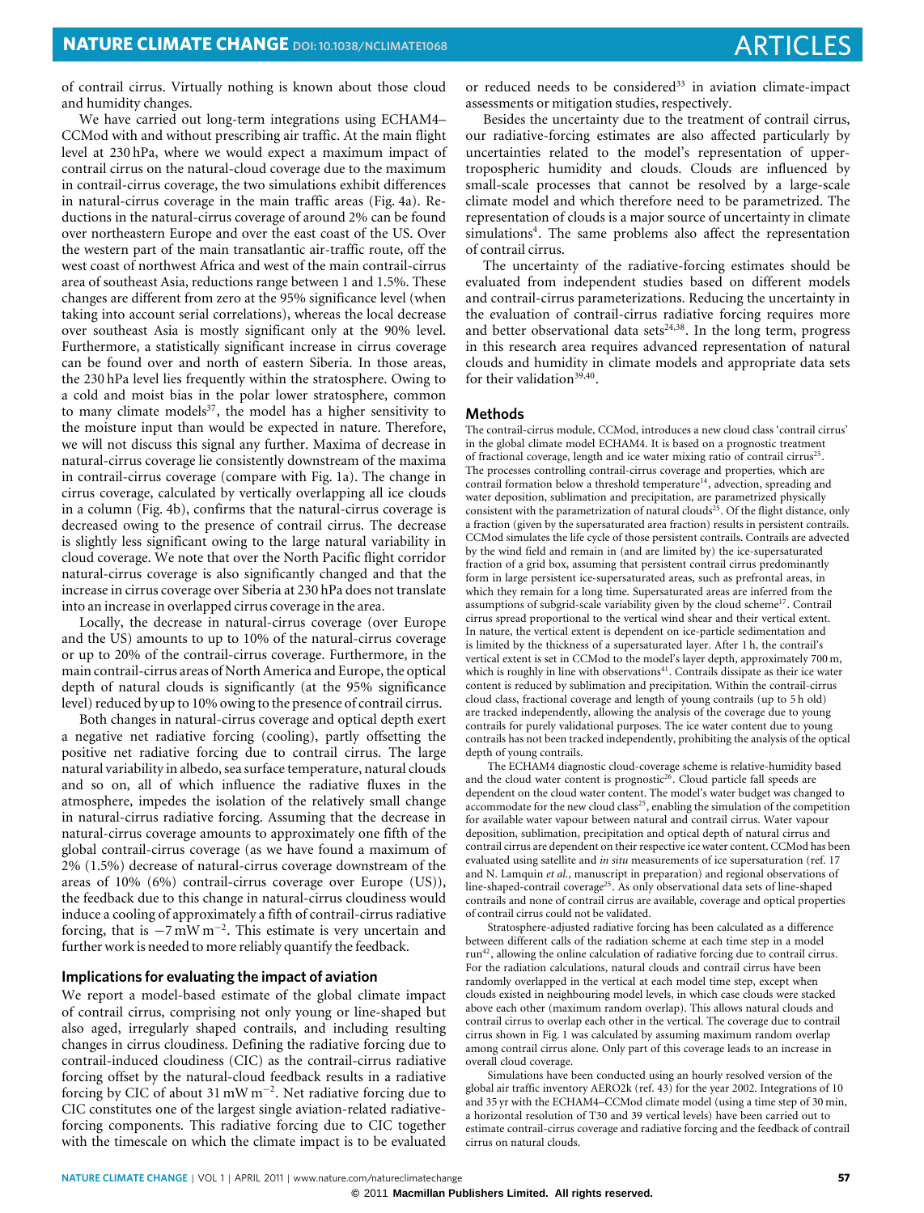of contrail cirrus. Virtually nothing is known about those cloud and humidity changes.

We have carried out long-term integrations using ECHAM4–CCMod with and without prescribing air traffic. At the main flight level at 230 hPa, where we would expect a maximum impact of contrail cirrus on the natural-cloud coverage due to the maximum in contrail-cirrus coverage, the two simulations exhibit differences in natural-cirrus coverage in the main traffic areas (Fig. 4a). Reductions in the natural-cirrus coverage of around 2% can be found over northeastern Europe and over the east coast of the US. Over the western part of the main transatlantic air-traffic route, off the west coast of northwest Africa and west of the main contrail-cirrus area of southeast Asia, reductions range between 1 and 1.5%. These changes are different from zero at the 95% significance level (when taking into account serial correlations), whereas the local decrease over southeast Asia is mostly significant only at the 90% level. Furthermore, a statistically significant increase in cirrus coverage can be found over and north of eastern Siberia. In those areas, the 230 hPa level lies frequently within the stratosphere. Owing to a cold and moist bias in the polar lower stratosphere, common to many climate models[37], the model has a higher sensitivity to the moisture input than would be expected in nature. Therefore, we will not discuss this signal any further. Maxima of decrease in natural-cirrus coverage lie consistently downstream of the maxima in contrail-cirrus coverage (compare with Fig. 1a). The change in cirrus coverage, calculated by vertically overlapping all ice clouds in a column (Fig. 4b), confirms that the natural-cirrus coverage is decreased owing to the presence of contrail cirrus. The decrease is slightly less significant owing to the large natural variability in cloud coverage. We note that over the North Pacific flight corridor natural-cirrus coverage is also significantly changed and that the increase in cirrus coverage over Siberia at 230 hPa does not translate into an increase in overlapped cirrus coverage in the area.

Locally, the decrease in natural-cirrus coverage (over Europe and the US) amounts to up to 10% of the natural-cirrus coverage or up to 20% of the contrail-cirrus coverage. Furthermore, in the main contrail-cirrus areas of North America and Europe, the optical depth of natural clouds is significantly (at the 95% significance level) reduced by up to 10% owing to the presence of contrail cirrus.

Both changes in natural-cirrus coverage and optical depth exert a negative net radiative forcing (cooling), partly offsetting the positive net radiative forcing due to contrail cirrus. The large natural variability in albedo, sea surface temperature, natural clouds and so on, all of which influence the radiative fluxes in the atmosphere, impedes the isolation of the relatively small change in natural-cirrus radiative forcing. Assuming that the decrease in natural-cirrus coverage amounts to approximately one fifth of the global contrail-cirrus coverage (as we have found a maximum of 2% (1.5%) decrease of natural-cirrus coverage downstream of the areas of 10% (6%) contrail-cirrus coverage over Europe (US)), the feedback due to this change in natural-cirrus cloudiness would induce a cooling of approximately a fifth of contrail-cirrus radiative forcing, that is $-7\,\mathrm{mW\,m^{-2}}$. This estimate is very uncertain and further work is needed to more reliably quantify the feedback.

## Implications for evaluating the impact of aviation

We report a model-based estimate of the global climate impact of contrail cirrus, comprising not only young or line-shaped but also aged, irregularly shaped contrails, and including resulting changes in cirrus cloudiness. Defining the radiative forcing due to contrail-induced cloudiness (CIC) as the contrail-cirrus radiative forcing offset by the natural-cloud feedback results in a radiative forcing by CIC of about $31\,\mathrm{mW\,m^{-2}}$. Net radiative forcing due to CIC constitutes one of the largest single aviation-related radiative-forcing components. This radiative forcing due to CIC together with the timescale on which the climate impact is to be evaluated or reduced needs to be considered[33] in aviation climate-impact assessments or mitigation studies, respectively.

Besides the uncertainty due to the treatment of contrail cirrus, our radiative-forcing estimates are also affected particularly by uncertainties related to the model's representation of upper-tropospheric humidity and clouds. Clouds are influenced by small-scale processes that cannot be resolved by a large-scale climate model and which therefore need to be parametrized. The representation of clouds is a major source of uncertainty in climate simulations[4]. The same problems also affect the representation of contrail cirrus.

The uncertainty of the radiative-forcing estimates should be evaluated from independent studies based on different models and contrail-cirrus parameterizations. Reducing the uncertainty in the evaluation of contrail-cirrus radiative forcing requires more and better observational data sets[24,38]. In the long term, progress in this research area requires advanced representation of natural clouds and humidity in climate models and appropriate data sets for their validation[39,40].

## Methods

The contrail-cirrus module, CCMod, introduces a new cloud class 'contrail cirrus' in the global climate model ECHAM4. It is based on a prognostic treatment of fractional coverage, length and ice water mixing ratio of contrail cirrus[25]. The processes controlling contrail-cirrus coverage and properties, which are contrail formation below a threshold temperature[14], advection, spreading and water deposition, sublimation and precipitation, are parametrized physically consistent with the parametrization of natural clouds[25]. Of the flight distance, only a fraction (given by the supersaturated area fraction) results in persistent contrails. CCMod simulates the life cycle of those persistent contrails. Contrails are advected by the wind field and remain in (and are limited by) the ice-supersaturated fraction of a grid box, assuming that persistent contrail cirrus predominantly form in large persistent ice-supersaturated areas, such as prefrontal areas, in which they remain for a long time. Supersaturated areas are inferred from the assumptions of subgrid-scale variability given by the cloud scheme[17]. Contrail cirrus spread proportional to the vertical wind shear and their vertical extent. In nature, the vertical extent is dependent on ice-particle sedimentation and is limited by the thickness of a supersaturated layer. After 1 h, the contrail's vertical extent is set in CCMod to the model's layer depth, approximately 700 m, which is roughly in line with observations[41]. Contrails dissipate as their ice water content is reduced by sublimation and precipitation. Within the contrail-cirrus cloud class, fractional coverage and length of young contrails (up to 5 h old) are tracked independently, allowing the analysis of the coverage due to young contrails for purely validational purposes. The ice water content due to young contrails has not been tracked independently, prohibiting the analysis of the optical depth of young contrails.

The ECHAM4 diagnostic cloud-coverage scheme is relative-humidity based and the cloud water content is prognostic[26]. Cloud particle fall speeds are dependent on the cloud water content. The model's water budget was changed to accommodate for the new cloud class[25], enabling the simulation of the competition for available water vapour between natural and contrail cirrus. Water vapour deposition, sublimation, precipitation and optical depth of natural cirrus and contrail cirrus are dependent on their respective ice water content. CCMod has been evaluated using satellite and *in situ* measurements of ice supersaturation (ref. 17 and N. Lamquin *et al.*, manuscript in preparation) and regional observations of line-shaped-contrail coverage[25]. As only observational data sets of line-shaped contrails and none of contrail cirrus are available, coverage and optical properties of contrail cirrus could not be validated.

Stratosphere-adjusted radiative forcing has been calculated as a difference between different calls of the radiation scheme at each time step in a model run[42], allowing the online calculation of radiative forcing due to contrail cirrus. For the radiation calculations, natural clouds and contrail cirrus have been randomly overlapped in the vertical at each model time step, except when clouds existed in neighbouring model levels, in which case clouds were stacked above each other (maximum random overlap). This allows natural clouds and contrail cirrus to overlap each other in the vertical. The coverage due to contrail cirrus shown in Fig. 1 was calculated by assuming maximum random overlap among contrail cirrus alone. Only part of this coverage leads to an increase in overall cloud coverage.

Simulations have been conducted using an hourly resolved version of the global air traffic inventory AERO2k (ref. 43) for the year 2002. Integrations of 10 and 35 yr with the ECHAM4–CCMod climate model (using a time step of 30 min, a horizontal resolution of T30 and 39 vertical levels) have been carried out to estimate contrail-cirrus coverage and radiative forcing and the feedback of contrail cirrus on natural clouds.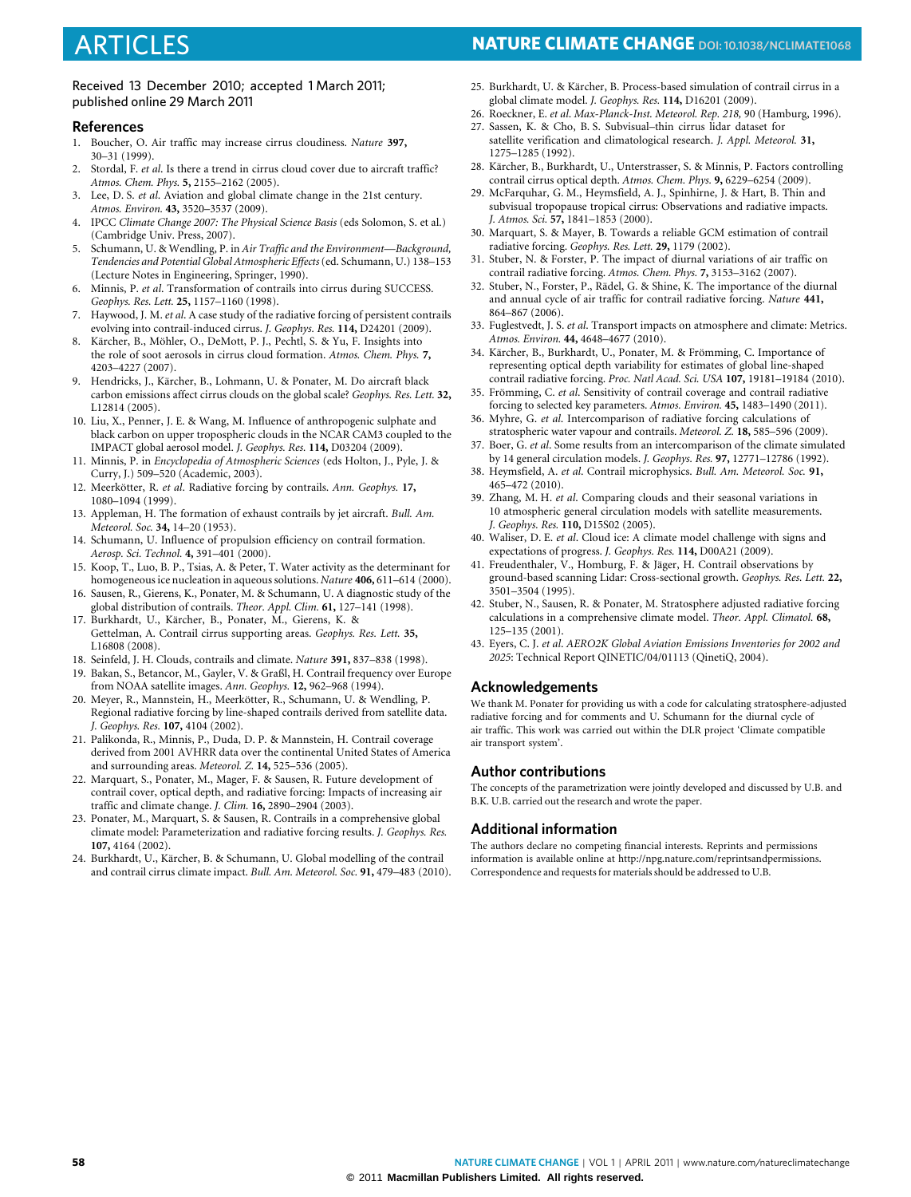Received 13 December 2010; accepted 1 March 2011; published online 29 March 2011

## References

1. Boucher, O. Air traffic may increase cirrus cloudiness. *Nature* **397,** 30–31 (1999).
2. Stordal, F. *et al*. Is there a trend in cirrus cloud cover due to aircraft traffic? *Atmos. Chem. Phys.* **5,** 2155–2162 (2005).
3. Lee, D. S. *et al*. Aviation and global climate change in the 21st century. *Atmos. Environ.* **43,** 3520–3537 (2009).
4. IPCC *Climate Change 2007: The Physical Science Basis* (eds Solomon, S. et al.) (Cambridge Univ. Press, 2007).
5. Schumann, U. & Wendling, P. in *Air Traffic and the Environment—Background, Tendencies and Potential Global Atmospheric Effects* (ed. Schumann, U.) 138–153 (Lecture Notes in Engineering, Springer, 1990).
6. Minnis, P. *et al*. Transformation of contrails into cirrus during SUCCESS. *Geophys. Res. Lett.* **25,** 1157–1160 (1998).
7. Haywood, J. M. *et al*. A case study of the radiative forcing of persistent contrails evolving into contrail-induced cirrus. *J. Geophys. Res.* **114,** D24201 (2009).
8. Kärcher, B., Möhler, O., DeMott, P. J., Pechtl, S. & Yu, F. Insights into the role of soot aerosols in cirrus cloud formation. *Atmos. Chem. Phys.* **7,** 4203–4227 (2007).
9. Hendricks, J., Kärcher, B., Lohmann, U. & Ponater, M. Do aircraft black carbon emissions affect cirrus clouds on the global scale? *Geophys. Res. Lett.* **32,** L12814 (2005).
10. Liu, X., Penner, J. E. & Wang, M. Influence of anthropogenic sulphate and black carbon on upper tropospheric clouds in the NCAR CAM3 coupled to the IMPACT global aerosol model. *J. Geophys. Res.* **114,** D03204 (2009).
11. Minnis, P. in *Encyclopedia of Atmospheric Sciences* (eds Holton, J., Pyle, J. & Curry, J.) 509–520 (Academic, 2003).
12. Meerkötter, R. *et al*. Radiative forcing by contrails. *Ann. Geophys.* **17,** 1080–1094 (1999).
13. Appleman, H. The formation of exhaust contrails by jet aircraft. *Bull. Am. Meteorol. Soc.* **34,** 14–20 (1953).
14. Schumann, U. Influence of propulsion efficiency on contrail formation. *Aerosp. Sci. Technol.* **4,** 391–401 (2000).
15. Koop, T., Luo, B. P., Tsias, A. & Peter, T. Water activity as the determinant for homogeneous ice nucleation in aqueous solutions. *Nature* **406,** 611–614 (2000).
16. Sausen, R., Gierens, K., Ponater, M. & Schumann, U. A diagnostic study of the global distribution of contrails. *Theor. Appl. Clim.* **61,** 127–141 (1998).
17. Burkhardt, U., Kärcher, B., Ponater, M., Gierens, K. & Gettelman, A. Contrail cirrus supporting areas. *Geophys. Res. Lett.* **35,** L16808 (2008).
18. Seinfeld, J. H. Clouds, contrails and climate. *Nature* **391,** 837–838 (1998).
19. Bakan, S., Betancor, M., Gayler, V. & Graßl, H. Contrail frequency over Europe from NOAA satellite images. *Ann. Geophys.* **12,** 962–968 (1994).
20. Meyer, R., Mannstein, H., Meerkötter, R., Schumann, U. & Wendling, P. Regional radiative forcing by line-shaped contrails derived from satellite data. *J. Geophys. Res.* **107,** 4104 (2002).
21. Palikonda, R., Minnis, P., Duda, D. P. & Mannstein, H. Contrail coverage derived from 2001 AVHRR data over the continental United States of America and surrounding areas. *Meteorol. Z.* **14,** 525–536 (2005).
22. Marquart, S., Ponater, M., Mager, F. & Sausen, R. Future development of contrail cover, optical depth, and radiative forcing: Impacts of increasing air traffic and climate change. *J. Clim.* **16,** 2890–2904 (2003).
23. Ponater, M., Marquart, S. & Sausen, R. Contrails in a comprehensive global climate model: Parameterization and radiative forcing results. *J. Geophys. Res.* **107,** 4164 (2002).
24. Burkhardt, U., Kärcher, B. & Schumann, U. Global modelling of the contrail and contrail cirrus climate impact. *Bull. Am. Meteorol. Soc.* **91,** 479–483 (2010).
25. Burkhardt, U. & Kärcher, B. Process-based simulation of contrail cirrus in a global climate model. *J. Geophys. Res.* **114,** D16201 (2009).
26. Roeckner, E. *et al*. *Max-Planck-Inst. Meteorol. Rep. 218,* 90 (Hamburg, 1996).
27. Sassen, K. & Cho, B. S. Subvisual–thin cirrus lidar dataset for satellite verification and climatological research. *J. Appl. Meteorol.* **31,** 1275–1285 (1992).
28. Kärcher, B., Burkhardt, U., Unterstrasser, S. & Minnis, P. Factors controlling contrail cirrus optical depth. *Atmos. Chem. Phys.* **9,** 6229–6254 (2009).
29. McFarquhar, G. M., Heymsfield, A. J., Spinhirne, J. & Hart, B. Thin and subvisual tropopause tropical cirrus: Observations and radiative impacts. *J. Atmos. Sci.* **57,** 1841–1853 (2000).
30. Marquart, S. & Mayer, B. Towards a reliable GCM estimation of contrail radiative forcing. *Geophys. Res. Lett.* **29,** 1179 (2002).
31. Stuber, N. & Forster, P. The impact of diurnal variations of air traffic on contrail radiative forcing. *Atmos. Chem. Phys.* **7,** 3153–3162 (2007).
32. Stuber, N., Forster, P., Rädel, G. & Shine, K. The importance of the diurnal and annual cycle of air traffic for contrail radiative forcing. *Nature* **441,** 864–867 (2006).
33. Fuglestvedt, J. S. *et al*. Transport impacts on atmosphere and climate: Metrics. *Atmos. Environ.* **44,** 4648–4677 (2010).
34. Kärcher, B., Burkhardt, U., Ponater, M. & Frömming, C. Importance of representing optical depth variability for estimates of global line-shaped contrail radiative forcing. *Proc. Natl Acad. Sci. USA* **107,** 19181–19184 (2010).
35. Frömming, C. *et al*. Sensitivity of contrail coverage and contrail radiative forcing to selected key parameters. *Atmos. Environ.* **45,** 1483–1490 (2011).
36. Myhre, G. *et al*. Intercomparison of radiative forcing calculations of stratospheric water vapour and contrails. *Meteorol. Z.* **18,** 585–596 (2009).
37. Boer, G. *et al*. Some results from an intercomparison of the climate simulated by 14 general circulation models. *J. Geophys. Res.* **97,** 12771–12786 (1992).
38. Heymsfield, A. *et al*. Contrail microphysics. *Bull. Am. Meteorol. Soc.* **91,** 465–472 (2010).
39. Zhang, M. H. *et al*. Comparing clouds and their seasonal variations in 10 atmospheric general circulation models with satellite measurements. *J. Geophys. Res.* **110,** D15S02 (2005).
40. Waliser, D. E. *et al*. Cloud ice: A climate model challenge with signs and expectations of progress. *J. Geophys. Res.* **114,** D00A21 (2009).
41. Freudenthaler, V., Homburg, F. & Jäger, H. Contrail observations by ground-based scanning Lidar: Cross-sectional growth. *Geophys. Res. Lett.* **22,** 3501–3504 (1995).
42. Stuber, N., Sausen, R. & Ponater, M. Stratosphere adjusted radiative forcing calculations in a comprehensive climate model. *Theor. Appl. Climatol.* **68,** 125–135 (2001).
43. Eyers, C. J. *et al*. *AERO2K Global Aviation Emissions Inventories for 2002 and 2025*: Technical Report QINETIC/04/01113 (QinetiQ, 2004).

## Acknowledgements

We thank M. Ponater for providing us with a code for calculating stratosphere-adjusted radiative forcing and for comments and U. Schumann for the diurnal cycle of air traffic. This work was carried out within the DLR project 'Climate compatible air transport system'.

## Author contributions

The concepts of the parametrization were jointly developed and discussed by U.B. and B.K. U.B. carried out the research and wrote the paper.

## Additional information

The authors declare no competing financial interests. Reprints and permissions information is available online at http://npg.nature.com/reprintsandpermissions. Correspondence and requests for materials should be addressed to U.B.